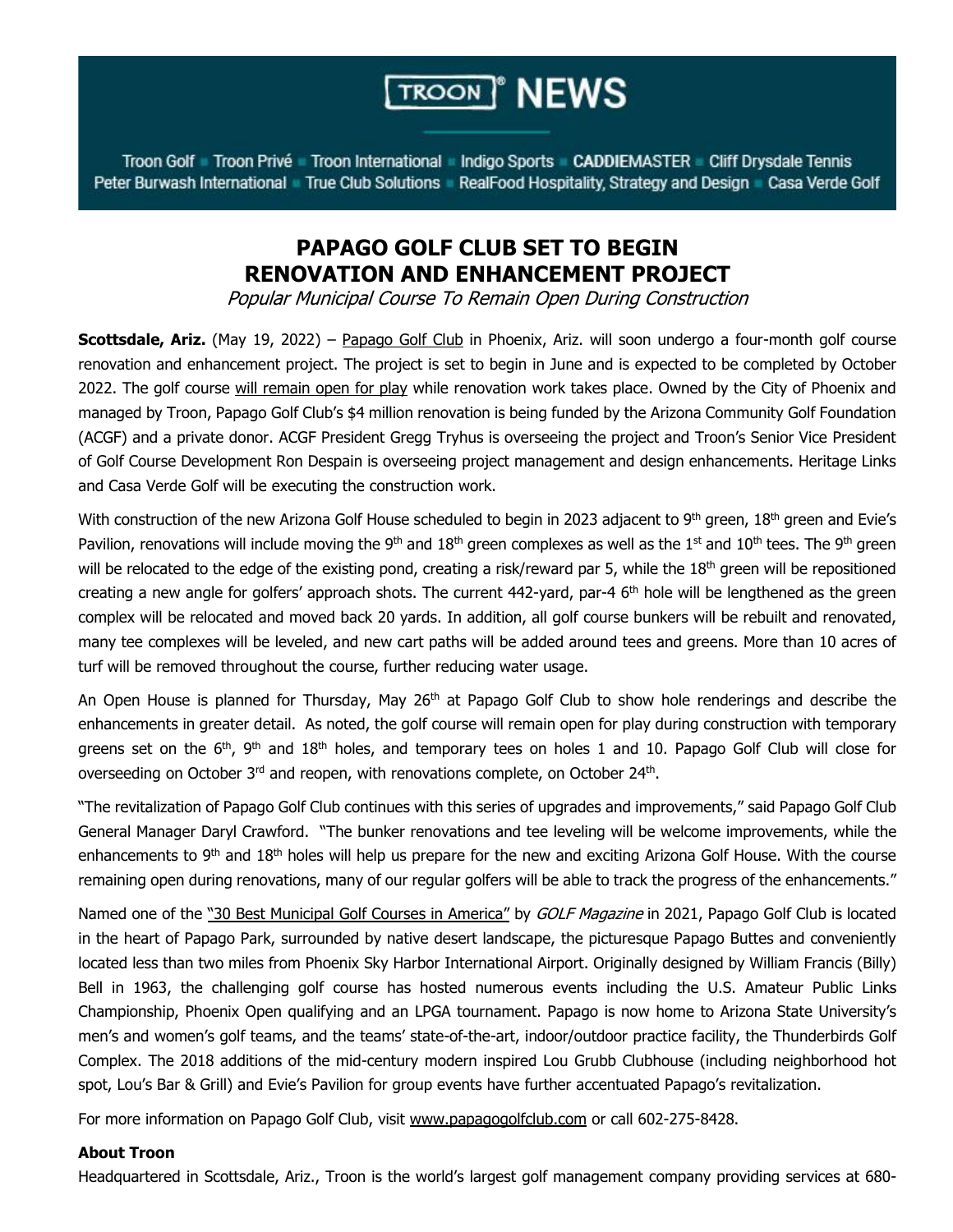# TROON® NEWS

Troon Golf ▪ Troon Privé ▪ Troon International ▪ Indigo Sports ▪ CADDIEMASTER ▪ Cliff Drysdale Tennis
Peter Burwash International ▪ True Club Solutions ▪ RealFood Hospitality, Strategy and Design ▪ Casa Verde Golf

## PAPAGO GOLF CLUB SET TO BEGIN RENOVATION AND ENHANCEMENT PROJECT

*Popular Municipal Course To Remain Open During Construction*

**Scottsdale, Ariz.** (May 19, 2022) – Papago Golf Club in Phoenix, Ariz. will soon undergo a four-month golf course renovation and enhancement project. The project is set to begin in June and is expected to be completed by October 2022. The golf course will remain open for play while renovation work takes place. Owned by the City of Phoenix and managed by Troon, Papago Golf Club's $4 million renovation is being funded by the Arizona Community Golf Foundation (ACGF) and a private donor. ACGF President Gregg Tryhus is overseeing the project and Troon's Senior Vice President of Golf Course Development Ron Despain is overseeing project management and design enhancements. Heritage Links and Casa Verde Golf will be executing the construction work.

With construction of the new Arizona Golf House scheduled to begin in 2023 adjacent to 9th green, 18th green and Evie's Pavilion, renovations will include moving the 9th and 18th green complexes as well as the 1st and 10th tees. The 9th green will be relocated to the edge of the existing pond, creating a risk/reward par 5, while the 18th green will be repositioned creating a new angle for golfers' approach shots. The current 442-yard, par-4 6th hole will be lengthened as the green complex will be relocated and moved back 20 yards. In addition, all golf course bunkers will be rebuilt and renovated, many tee complexes will be leveled, and new cart paths will be added around tees and greens. More than 10 acres of turf will be removed throughout the course, further reducing water usage.

An Open House is planned for Thursday, May 26th at Papago Golf Club to show hole renderings and describe the enhancements in greater detail. As noted, the golf course will remain open for play during construction with temporary greens set on the 6th, 9th and 18th holes, and temporary tees on holes 1 and 10. Papago Golf Club will close for overseeding on October 3rd and reopen, with renovations complete, on October 24th.

"The revitalization of Papago Golf Club continues with this series of upgrades and improvements," said Papago Golf Club General Manager Daryl Crawford. "The bunker renovations and tee leveling will be welcome improvements, while the enhancements to 9th and 18th holes will help us prepare for the new and exciting Arizona Golf House. With the course remaining open during renovations, many of our regular golfers will be able to track the progress of the enhancements."

Named one of the "30 Best Municipal Golf Courses in America" by *GOLF Magazine* in 2021, Papago Golf Club is located in the heart of Papago Park, surrounded by native desert landscape, the picturesque Papago Buttes and conveniently located less than two miles from Phoenix Sky Harbor International Airport. Originally designed by William Francis (Billy) Bell in 1963, the challenging golf course has hosted numerous events including the U.S. Amateur Public Links Championship, Phoenix Open qualifying and an LPGA tournament. Papago is now home to Arizona State University's men's and women's golf teams, and the teams' state-of-the-art, indoor/outdoor practice facility, the Thunderbirds Golf Complex. The 2018 additions of the mid-century modern inspired Lou Grubb Clubhouse (including neighborhood hot spot, Lou's Bar & Grill) and Evie's Pavilion for group events have further accentuated Papago's revitalization.

For more information on Papago Golf Club, visit www.papagogolfclub.com or call 602-275-8428.

**About Troon**

Headquartered in Scottsdale, Ariz., Troon is the world's largest golf management company providing services at 680-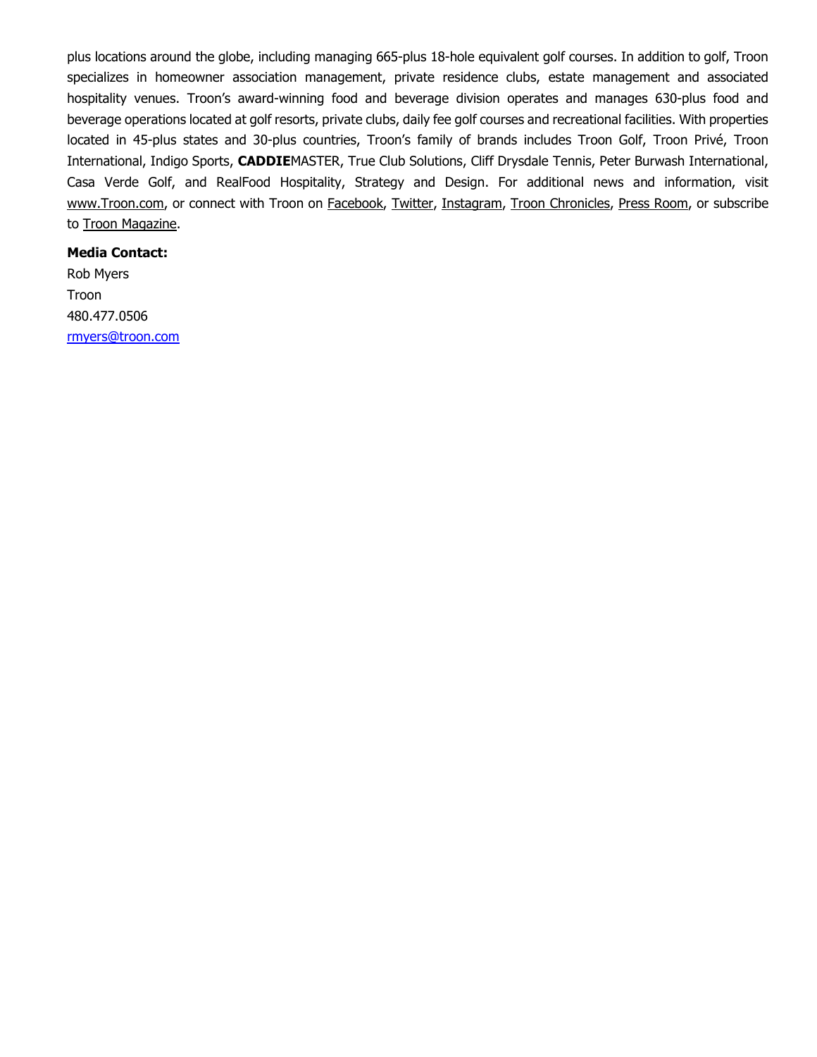plus locations around the globe, including managing 665-plus 18-hole equivalent golf courses. In addition to golf, Troon specializes in homeowner association management, private residence clubs, estate management and associated hospitality venues. Troon's award-winning food and beverage division operates and manages 630-plus food and beverage operations located at golf resorts, private clubs, daily fee golf courses and recreational facilities. With properties located in 45-plus states and 30-plus countries, Troon's family of brands includes Troon Golf, Troon Privé, Troon International, Indigo Sports, **CADDIE**MASTER, True Club Solutions, Cliff Drysdale Tennis, Peter Burwash International, Casa Verde Golf, and RealFood Hospitality, Strategy and Design. For additional news and information, visit www.Troon.com, or connect with Troon on Facebook, Twitter, Instagram, Troon Chronicles, Press Room, or subscribe to Troon Magazine.

**Media Contact:**
Rob Myers
Troon
480.477.0506
rmyers@troon.com